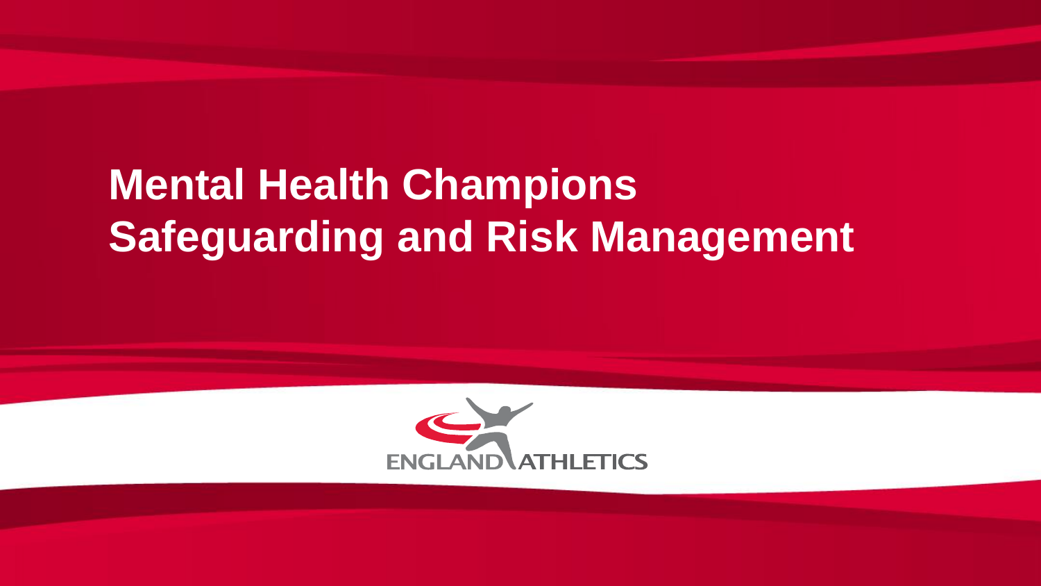# Mental Health Champions
# Safeguarding and Risk Management

ENGLAND ATHLETICS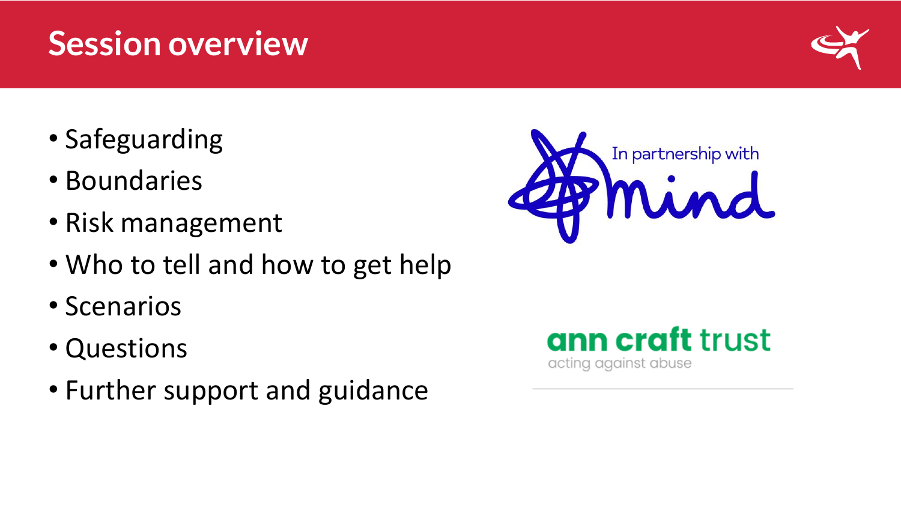# Session overview

- Safeguarding
- Boundaries
- Risk management
- Who to tell and how to get help
- Scenarios
- Questions
- Further support and guidance

In partnership with mind

ann craft trust
acting against abuse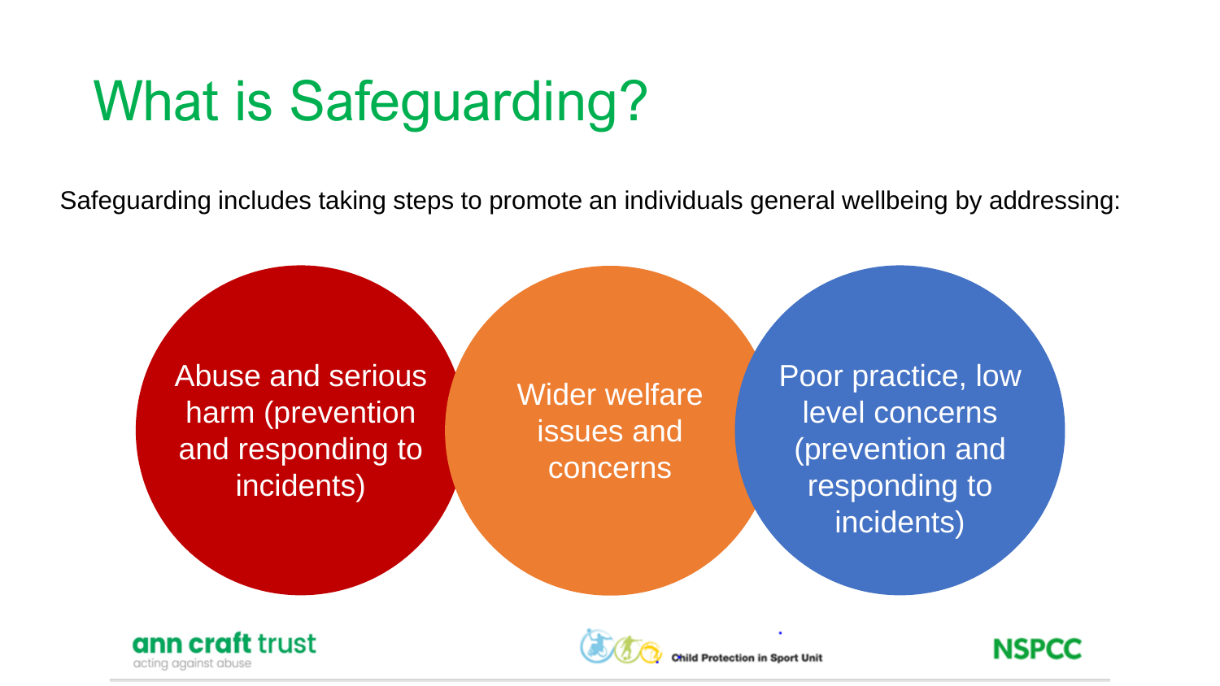# What is Safeguarding?

Safeguarding includes taking steps to promote an individuals general wellbeing by addressing:

- Abuse and serious harm (prevention and responding to incidents)
- Wider welfare issues and concerns
- Poor practice, low level concerns (prevention and responding to incidents)

ann craft trust
acting against abuse

Child Protection in Sport Unit

NSPCC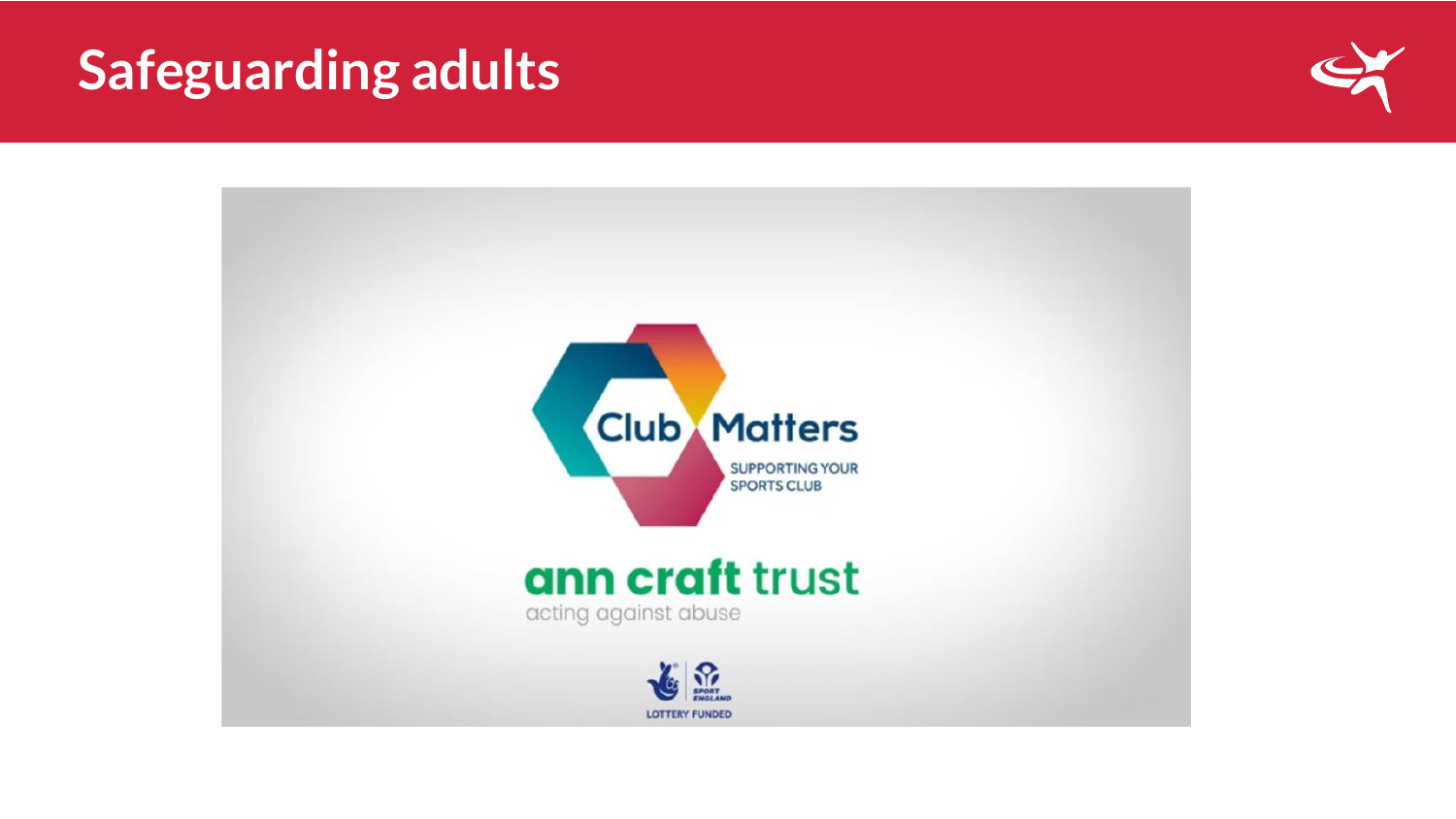# Safeguarding adults

Club Matters

SUPPORTING YOUR SPORTS CLUB

ann craft trust

acting against abuse

LOTTERY FUNDED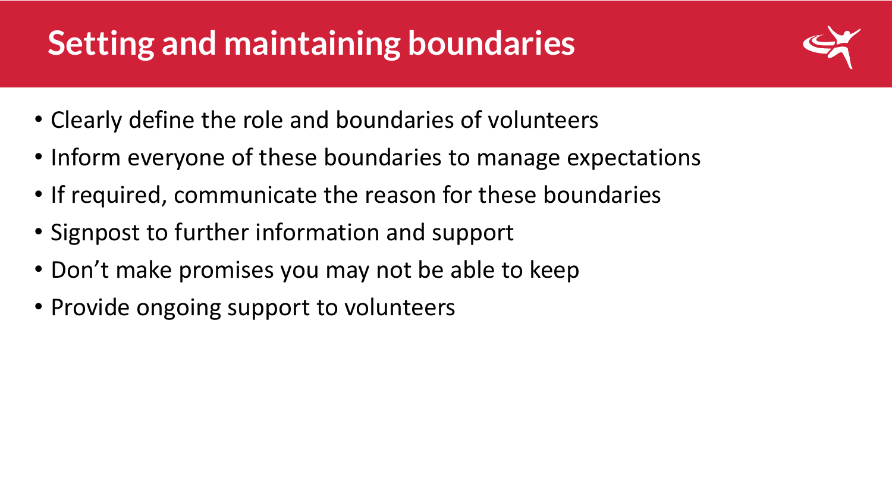# Setting and maintaining boundaries

- Clearly define the role and boundaries of volunteers
- Inform everyone of these boundaries to manage expectations
- If required, communicate the reason for these boundaries
- Signpost to further information and support
- Don't make promises you may not be able to keep
- Provide ongoing support to volunteers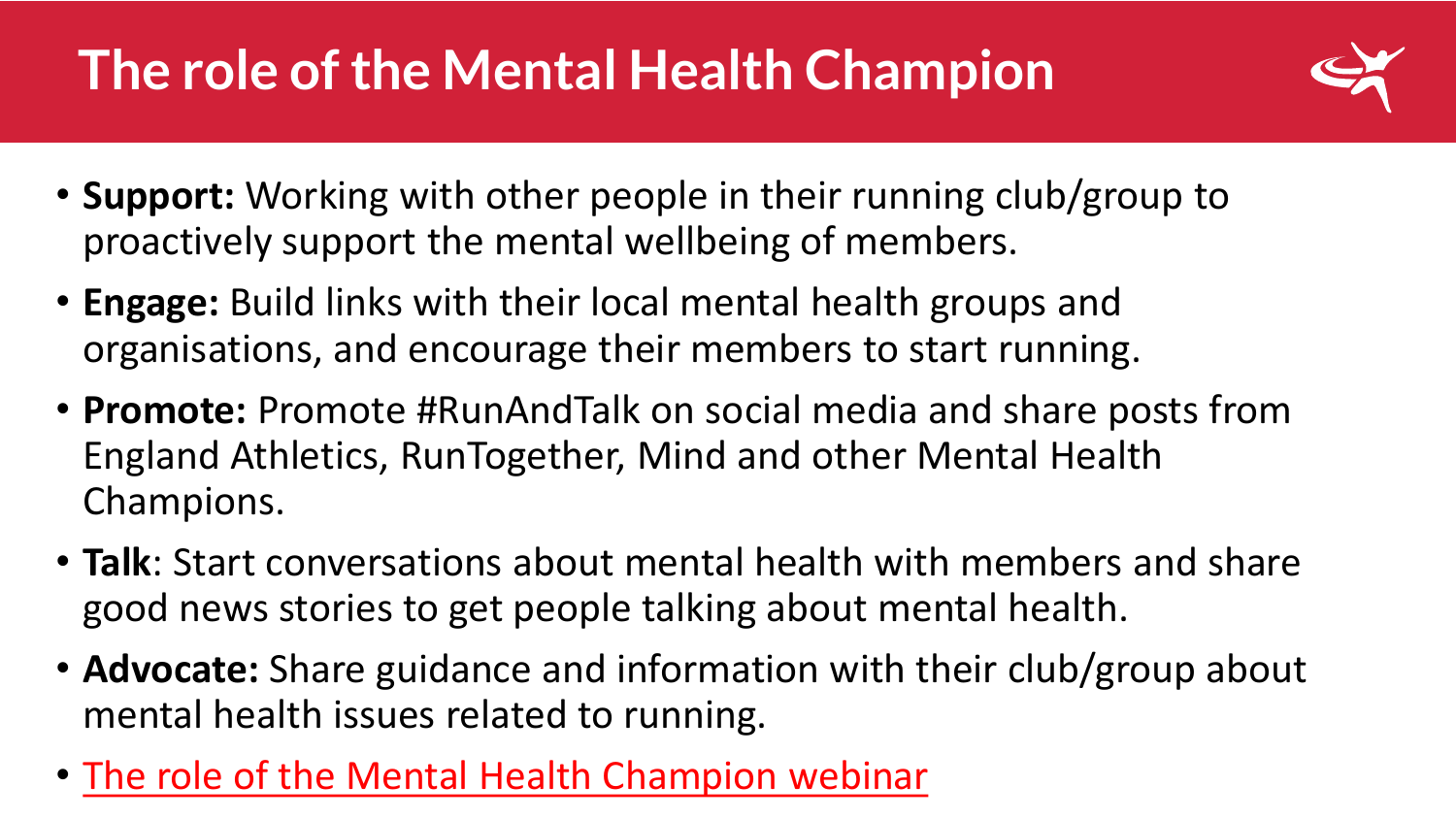# The role of the Mental Health Champion

- **Support:** Working with other people in their running club/group to proactively support the mental wellbeing of members.
- **Engage:** Build links with their local mental health groups and organisations, and encourage their members to start running.
- **Promote:** Promote #RunAndTalk on social media and share posts from England Athletics, RunTogether, Mind and other Mental Health Champions.
- **Talk**: Start conversations about mental health with members and share good news stories to get people talking about mental health.
- **Advocate:** Share guidance and information with their club/group about mental health issues related to running.
- The role of the Mental Health Champion webinar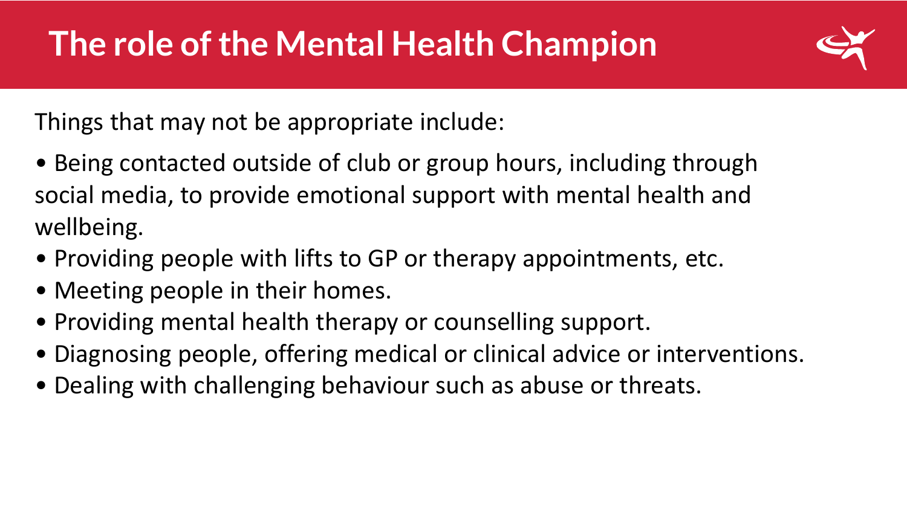# The role of the Mental Health Champion

Things that may not be appropriate include:

- Being contacted outside of club or group hours, including through social media, to provide emotional support with mental health and wellbeing.
- Providing people with lifts to GP or therapy appointments, etc.
- Meeting people in their homes.
- Providing mental health therapy or counselling support.
- Diagnosing people, offering medical or clinical advice or interventions.
- Dealing with challenging behaviour such as abuse or threats.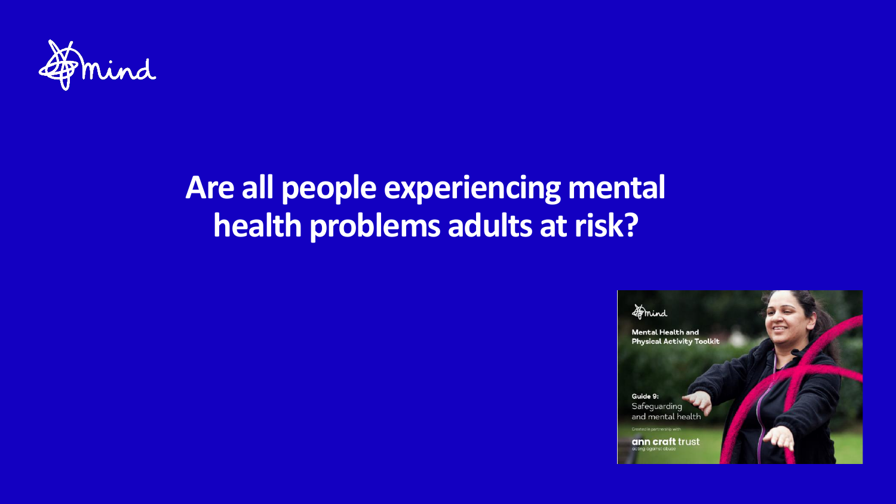# Are all people experiencing mental health problems adults at risk?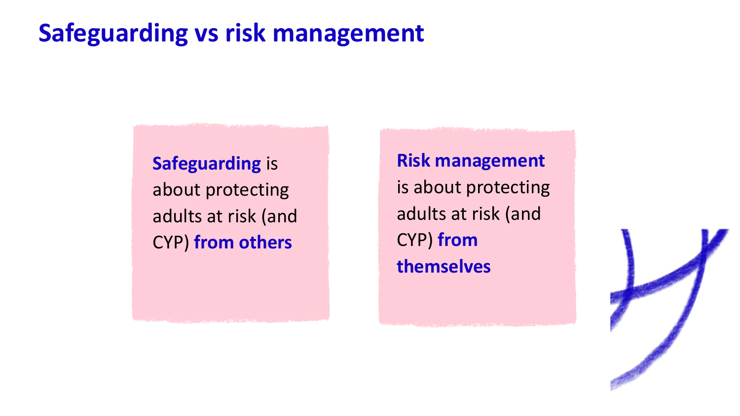# Safeguarding vs risk management

**Safeguarding** is about protecting adults at risk (and CYP) **from others**

**Risk management** is about protecting adults at risk (and CYP) **from themselves**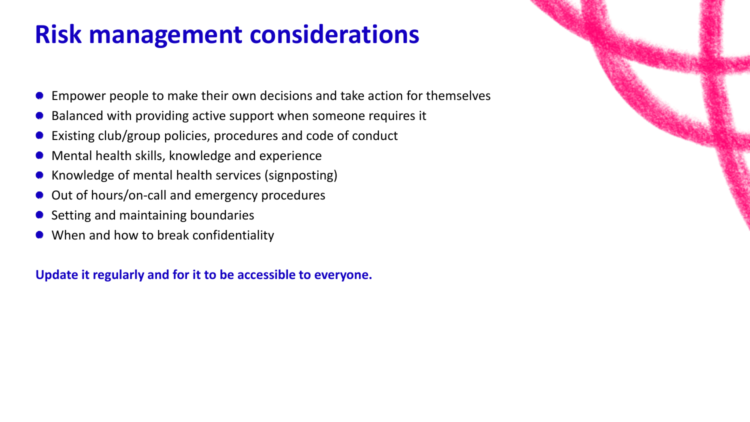# Risk management considerations

- Empower people to make their own decisions and take action for themselves
- Balanced with providing active support when someone requires it
- Existing club/group policies, procedures and code of conduct
- Mental health skills, knowledge and experience
- Knowledge of mental health services (signposting)
- Out of hours/on-call and emergency procedures
- Setting and maintaining boundaries
- When and how to break confidentiality

**Update it regularly and for it to be accessible to everyone.**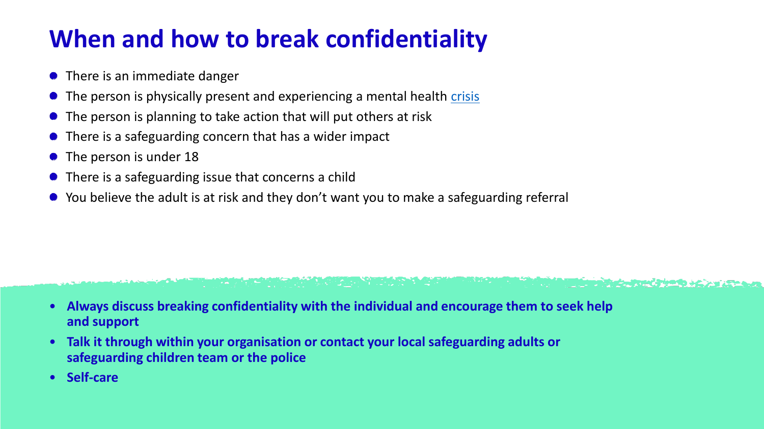# When and how to break confidentiality

- There is an immediate danger
- The person is physically present and experiencing a mental health crisis
- The person is planning to take action that will put others at risk
- There is a safeguarding concern that has a wider impact
- The person is under 18
- There is a safeguarding issue that concerns a child
- You believe the adult is at risk and they don't want you to make a safeguarding referral

- **Always discuss breaking confidentiality with the individual and encourage them to seek help and support**
- **Talk it through within your organisation or contact your local safeguarding adults or safeguarding children team or the police**
- **Self-care**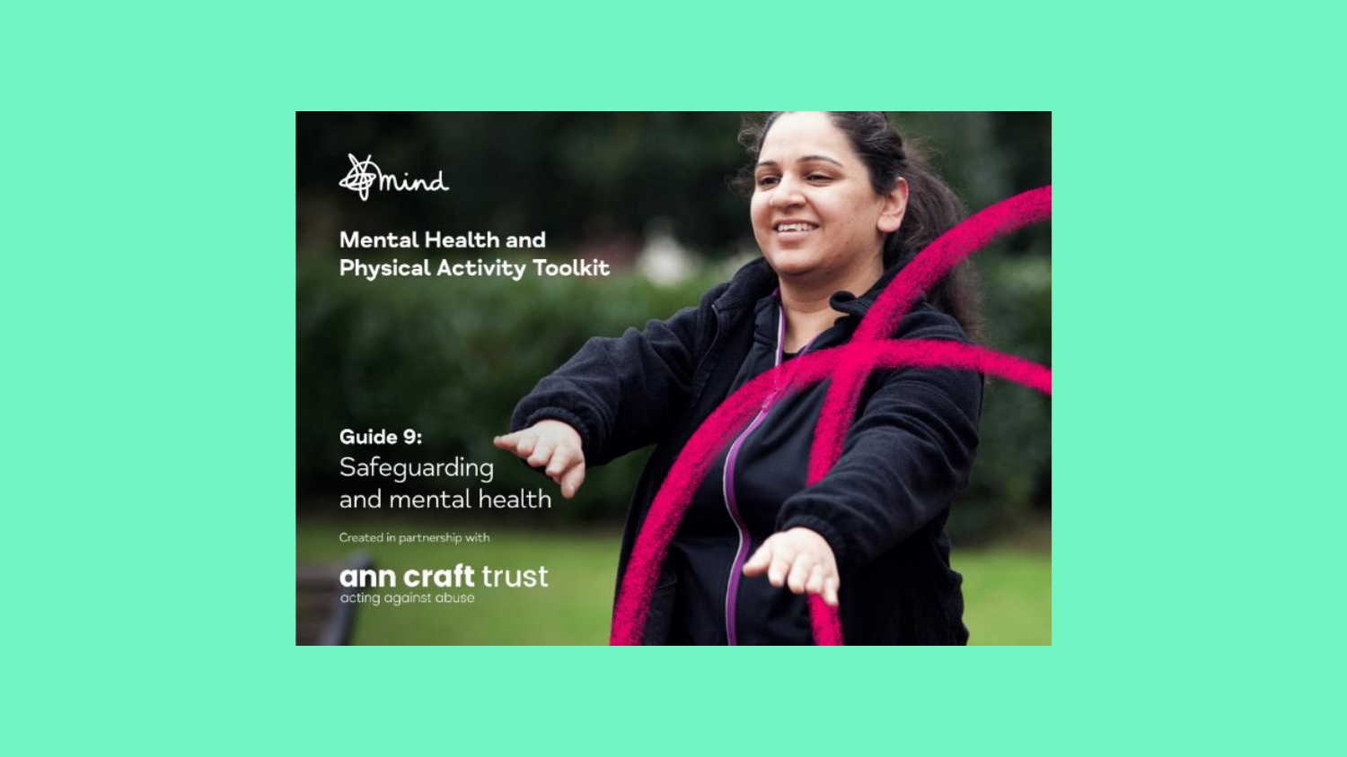mind

# Mental Health and Physical Activity Toolkit

## Guide 9:
Safeguarding and mental health

Created in partnership with

**ann craft** trust
acting against abuse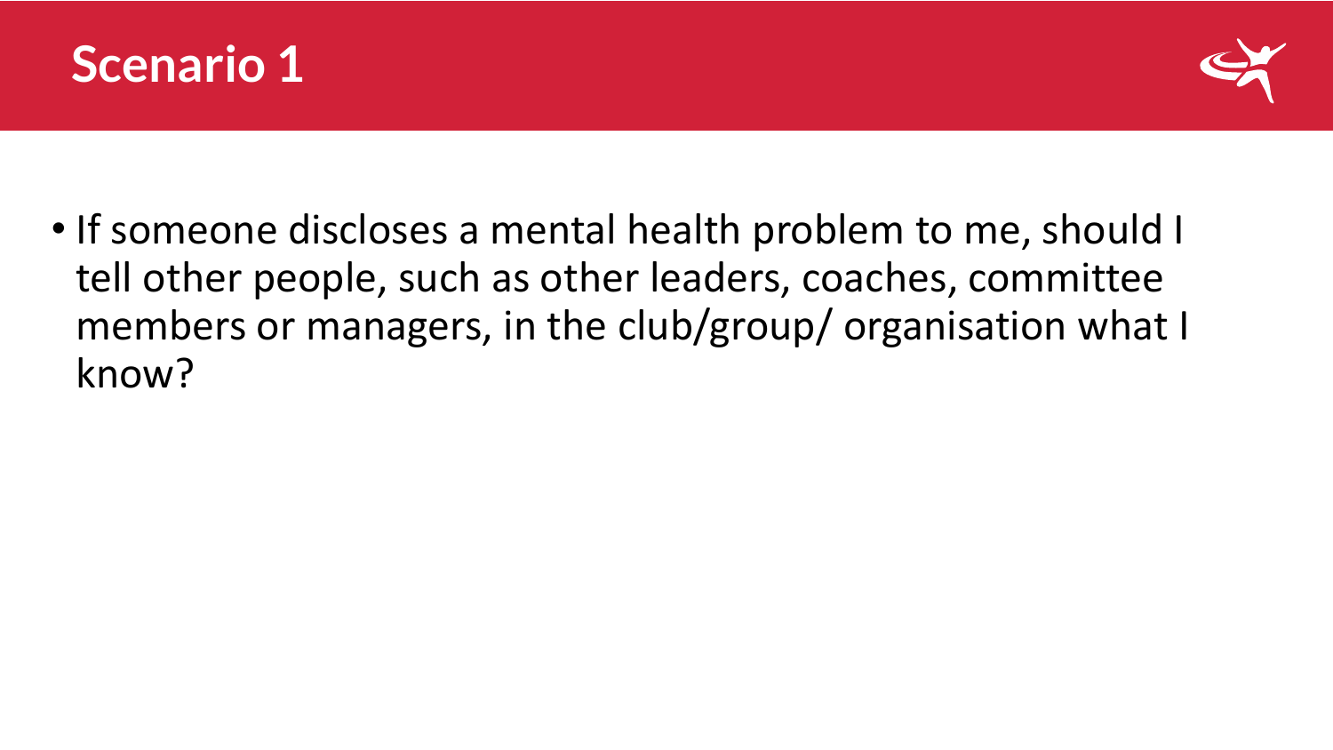# Scenario 1

- If someone discloses a mental health problem to me, should I tell other people, such as other leaders, coaches, committee members or managers, in the club/group/ organisation what I know?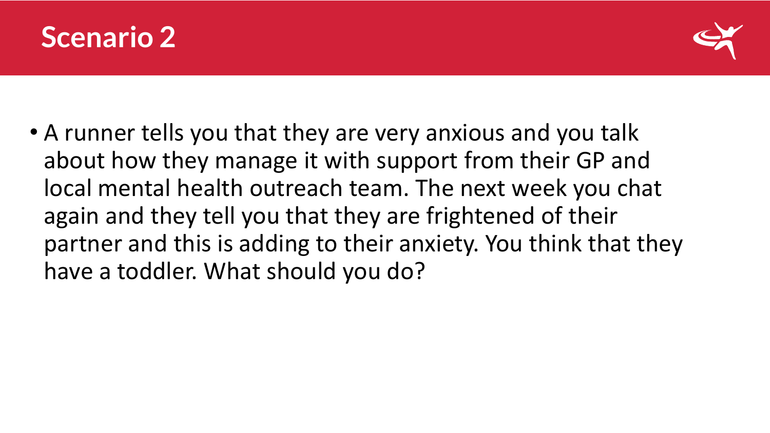# Scenario 2

- A runner tells you that they are very anxious and you talk about how they manage it with support from their GP and local mental health outreach team. The next week you chat again and they tell you that they are frightened of their partner and this is adding to their anxiety. You think that they have a toddler. What should you do?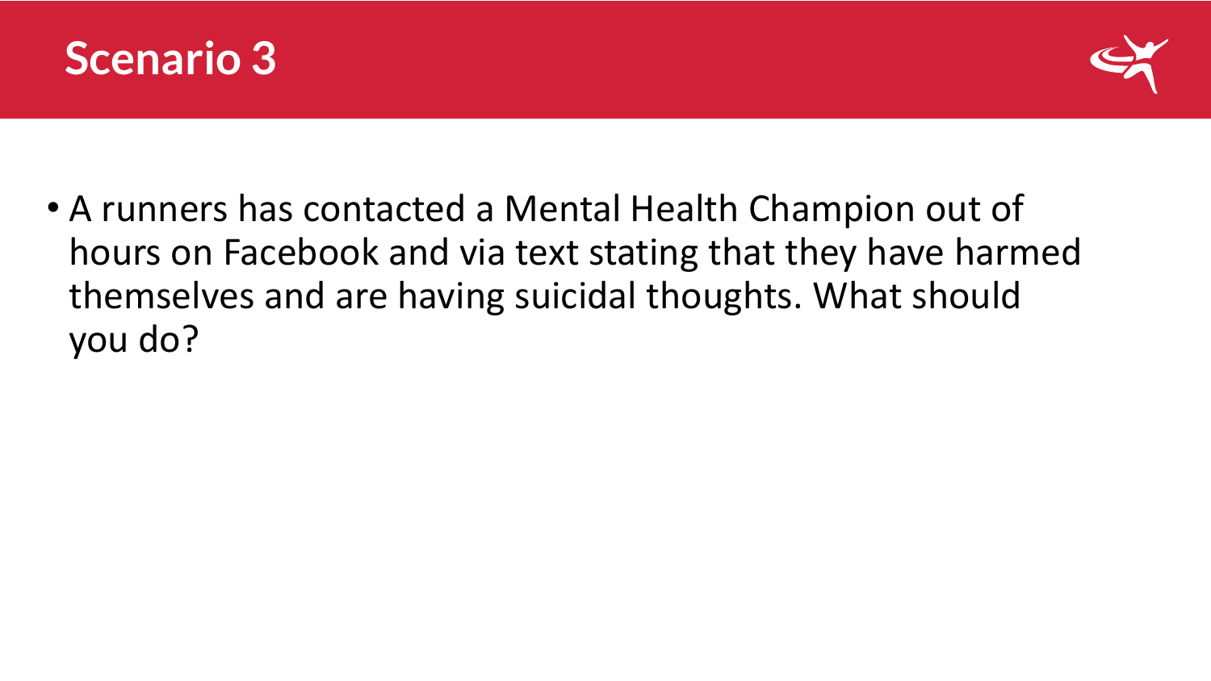# Scenario 3

- A runners has contacted a Mental Health Champion out of hours on Facebook and via text stating that they have harmed themselves and are having suicidal thoughts. What should you do?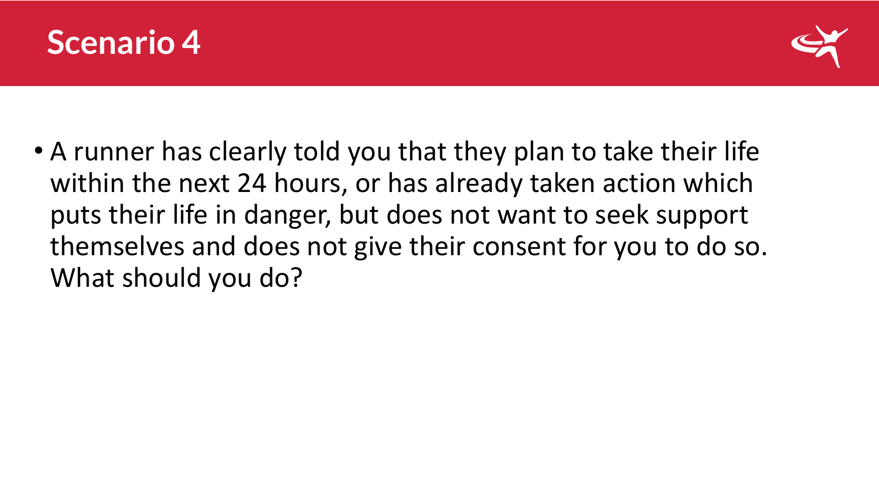# Scenario 4

- A runner has clearly told you that they plan to take their life within the next 24 hours, or has already taken action which puts their life in danger, but does not want to seek support themselves and does not give their consent for you to do so. What should you do?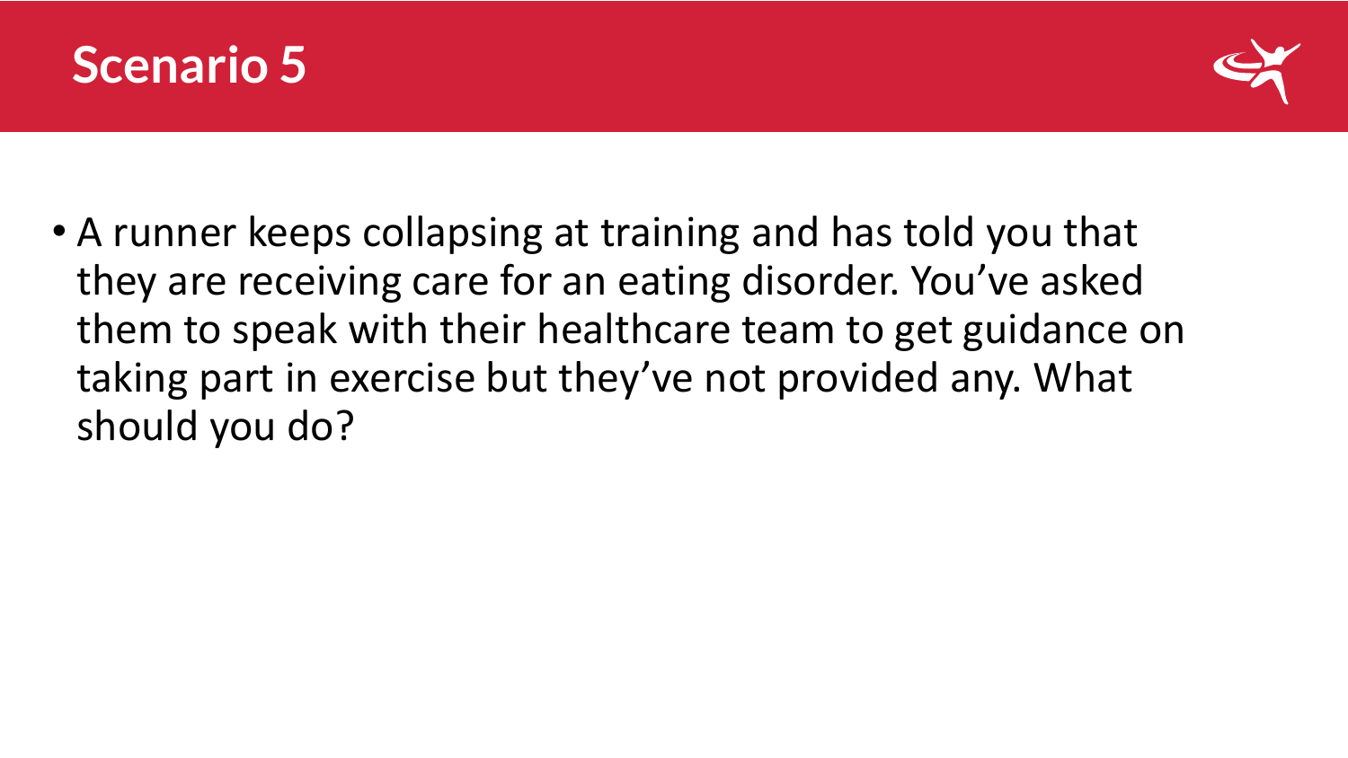# Scenario 5

- A runner keeps collapsing at training and has told you that they are receiving care for an eating disorder. You've asked them to speak with their healthcare team to get guidance on taking part in exercise but they've not provided any. What should you do?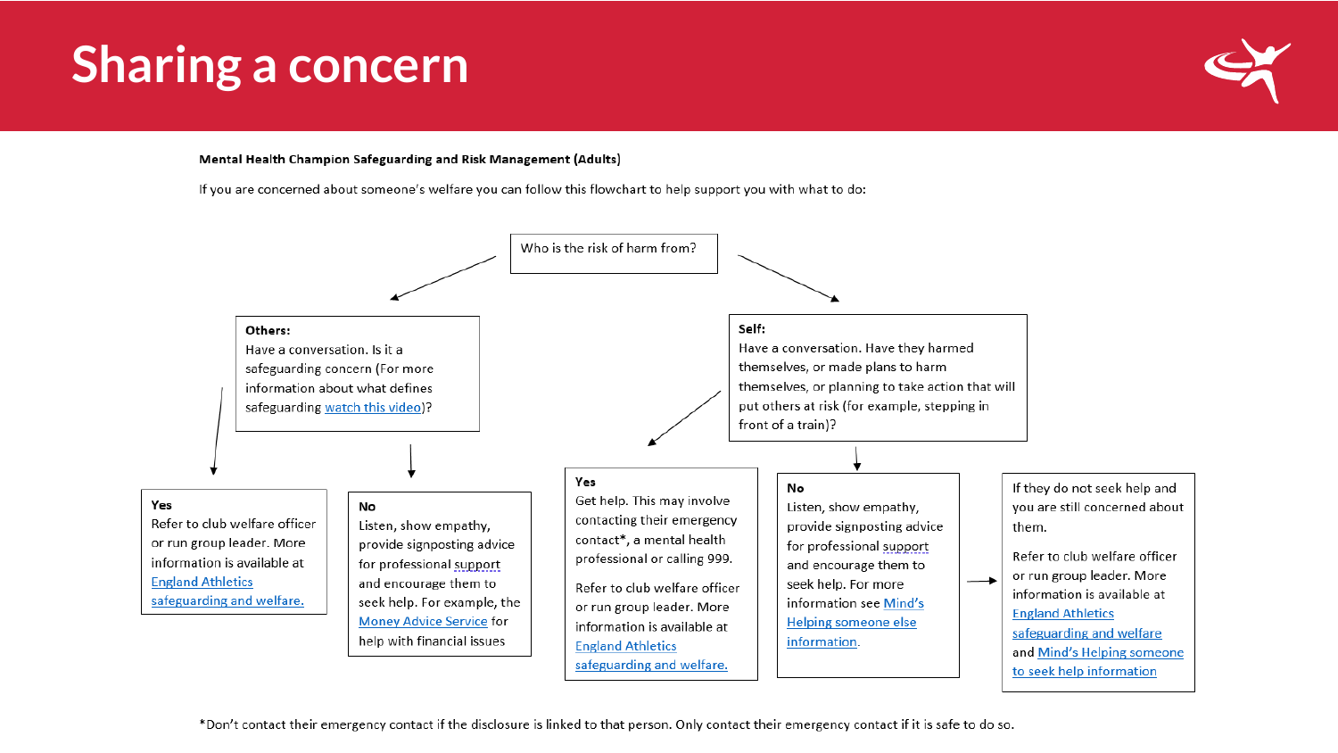# Sharing a concern

**Mental Health Champion Safeguarding and Risk Management (Adults)**

If you are concerned about someone's welfare you can follow this flowchart to help support you with what to do:

Who is the risk of harm from?

**Others:**
Have a conversation. Is it a safeguarding concern (For more information about what defines safeguarding watch this video)?

- **Yes**
  Refer to club welfare officer or run group leader. More information is available at England Athletics safeguarding and welfare.

- **No**
  Listen, show empathy, provide signposting advice for professional support and encourage them to seek help. For example, the Money Advice Service for help with financial issues

**Self:**
Have a conversation. Have they harmed themselves, or made plans to harm themselves, or planning to take action that will put others at risk (for example, stepping in front of a train)?

- **Yes**
  Get help. This may involve contacting their emergency contact*, a mental health professional or calling 999.

  Refer to club welfare officer or run group leader. More information is available at England Athletics safeguarding and welfare.

- **No**
  Listen, show empathy, provide signposting advice for professional support and encourage them to seek help. For more information see Mind's Helping someone else information.

  → If they do not seek help and you are still concerned about them.

  Refer to club welfare officer or run group leader. More information is available at England Athletics safeguarding and welfare and Mind's Helping someone to seek help information

*Don't contact their emergency contact if the disclosure is linked to that person. Only contact their emergency contact if it is safe to do so.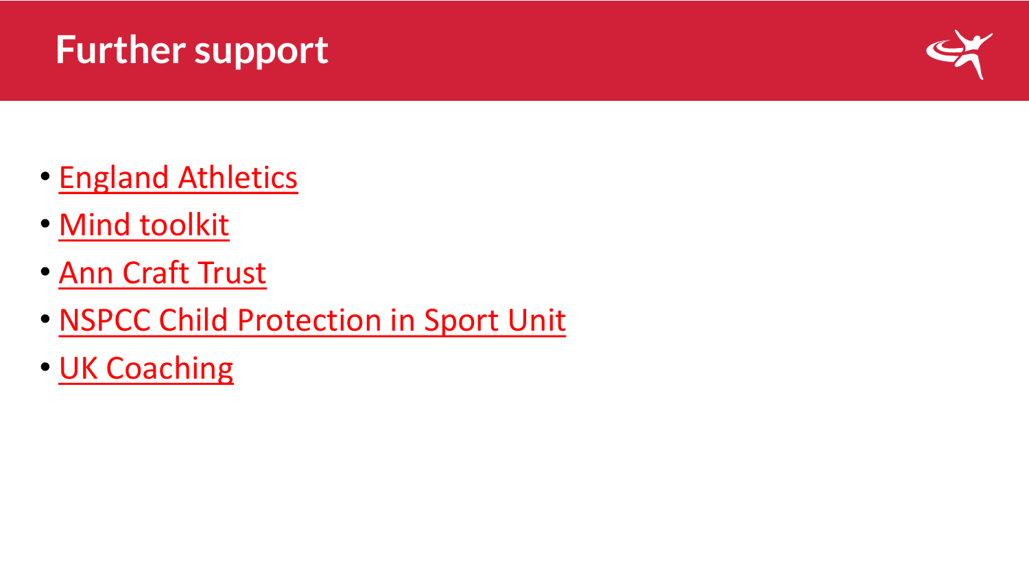# Further support

- England Athletics
- Mind toolkit
- Ann Craft Trust
- NSPCC Child Protection in Sport Unit
- UK Coaching